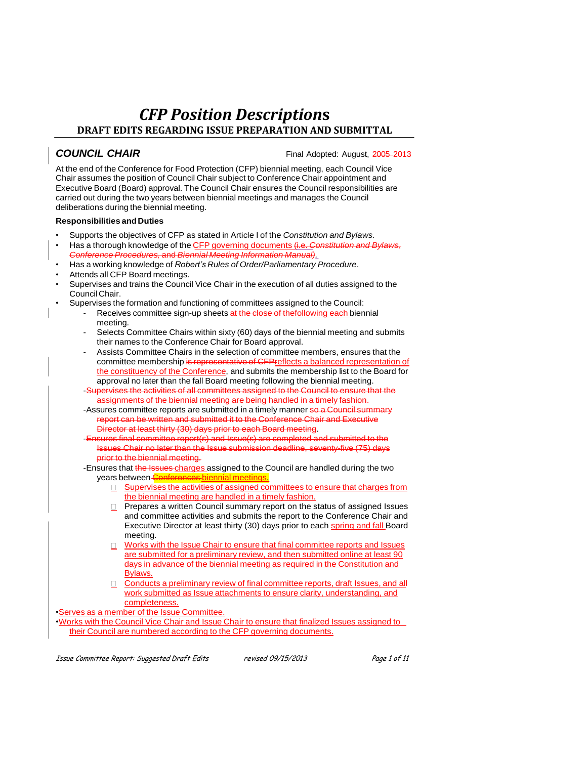# *CFP Position Descriptions*

## DRAFT EDITS REGARDING ISSUE PREPARATION AND SUBMITTAL

### *COUNCIL CHAIR*

Final Adopted: August, ~~2005~~ 2013

At the end of the Conference for Food Protection (CFP) biennial meeting, each Council Vice Chair assumes the position of Council Chair subject to Conference Chair appointment and Executive Board (Board) approval. The Council Chair ensures the Council responsibilities are carried out during the two years between biennial meetings and manages the Council deliberations during the biennial meeting.

**Responsibilities and Duties**

- Supports the objectives of CFP as stated in Article I of the *Constitution and Bylaws*.
- Has a thorough knowledge of the CFP governing documents ~~(i.e. *Constitution and Bylaws*, *Conference Procedures*, and *Biennial Meeting Information Manual*)~~.
- Has a working knowledge of *Robert's Rules of Order/Parliamentary Procedure*.
- Attends all CFP Board meetings.
- Supervises and trains the Council Vice Chair in the execution of all duties assigned to the Council Chair.
- Supervises the formation and functioning of committees assigned to the Council:
  - Receives committee sign-up sheets ~~at the close of the~~following each biennial meeting.
  - Selects Committee Chairs within sixty (60) days of the biennial meeting and submits their names to the Conference Chair for Board approval.
  - Assists Committee Chairs in the selection of committee members, ensures that the committee membership ~~is representative of CFP~~reflects a balanced representation of the constituency of the Conference, and submits the membership list to the Board for approval no later than the fall Board meeting following the biennial meeting.
  - ~~Supervises the activities of all committees assigned to the Council to ensure that the assignments of the biennial meeting are being handled in a timely fashion.~~
  - Assures committee reports are submitted in a timely manner ~~so a Council summary report can be written and submitted it to the Conference Chair and Executive Director at least thirty (30) days prior to each Board meeting~~.
  - ~~Ensures final committee report(s) and Issue(s) are completed and submitted to the Issues Chair no later than the Issue submission deadline, seventy-five (75) days prior to the biennial meeting.~~
  - Ensures that ~~the Issues~~ charges assigned to the Council are handled during the two years between ~~Conferences~~ biennial meetings.
    - Supervises the activities of assigned committees to ensure that charges from the biennial meeting are handled in a timely fashion.
    - Prepares a written Council summary report on the status of assigned Issues and committee activities and submits the report to the Conference Chair and Executive Director at least thirty (30) days prior to each spring and fall Board meeting.
    - Works with the Issue Chair to ensure that final committee reports and Issues are submitted for a preliminary review, and then submitted online at least 90 days in advance of the biennial meeting as required in the Constitution and Bylaws.
    - Conducts a preliminary review of final committee reports, draft Issues, and all work submitted as Issue attachments to ensure clarity, understanding, and completeness.
- Serves as a member of the Issue Committee.
- Works with the Council Vice Chair and Issue Chair to ensure that finalized Issues assigned to their Council are numbered according to the CFP governing documents.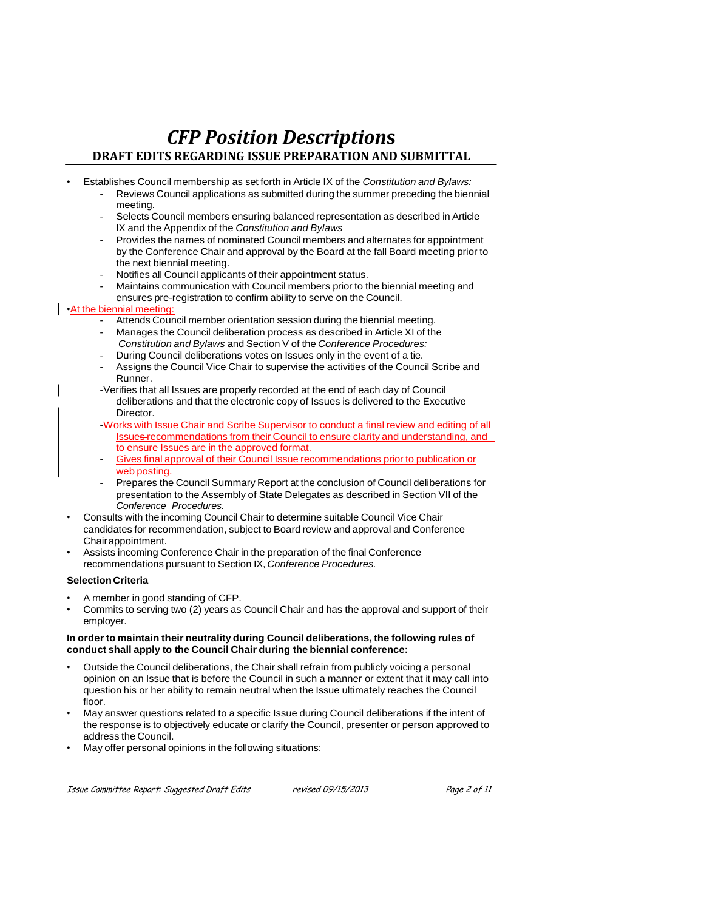# CFP Position Descriptions

## DRAFT EDITS REGARDING ISSUE PREPARATION AND SUBMITTAL

- Establishes Council membership as set forth in Article IX of the *Constitution and Bylaws:*
  - Reviews Council applications as submitted during the summer preceding the biennial meeting.
  - Selects Council members ensuring balanced representation as described in Article IX and the Appendix of the *Constitution and Bylaws*
  - Provides the names of nominated Council members and alternates for appointment by the Conference Chair and approval by the Board at the fall Board meeting prior to the next biennial meeting.
  - Notifies all Council applicants of their appointment status.
  - Maintains communication with Council members prior to the biennial meeting and ensures pre-registration to confirm ability to serve on the Council.
- At the biennial meeting:
  - Attends Council member orientation session during the biennial meeting.
  - Manages the Council deliberation process as described in Article XI of the *Constitution and Bylaws* and Section V of the *Conference Procedures:*
  - During Council deliberations votes on Issues only in the event of a tie.
  - Assigns the Council Vice Chair to supervise the activities of the Council Scribe and Runner.
  - Verifies that all Issues are properly recorded at the end of each day of Council deliberations and that the electronic copy of Issues is delivered to the Executive Director.
  - Works with Issue Chair and Scribe Supervisor to conduct a final review and editing of all ~~Issues~~ recommendations from their Council to ensure clarity and understanding, and to ensure Issues are in the approved format.
  - Gives final approval of their Council Issue recommendations prior to publication or web posting.
  - Prepares the Council Summary Report at the conclusion of Council deliberations for presentation to the Assembly of State Delegates as described in Section VII of the *Conference Procedures.*
- Consults with the incoming Council Chair to determine suitable Council Vice Chair candidates for recommendation, subject to Board review and approval and Conference Chair appointment.
- Assists incoming Conference Chair in the preparation of the final Conference recommendations pursuant to Section IX, *Conference Procedures.*

**Selection Criteria**

- A member in good standing of CFP.
- Commits to serving two (2) years as Council Chair and has the approval and support of their employer.

**In order to maintain their neutrality during Council deliberations, the following rules of conduct shall apply to the Council Chair during the biennial conference:**

- Outside the Council deliberations, the Chair shall refrain from publicly voicing a personal opinion on an Issue that is before the Council in such a manner or extent that it may call into question his or her ability to remain neutral when the Issue ultimately reaches the Council floor.
- May answer questions related to a specific Issue during Council deliberations if the intent of the response is to objectively educate or clarify the Council, presenter or person approved to address the Council.
- May offer personal opinions in the following situations: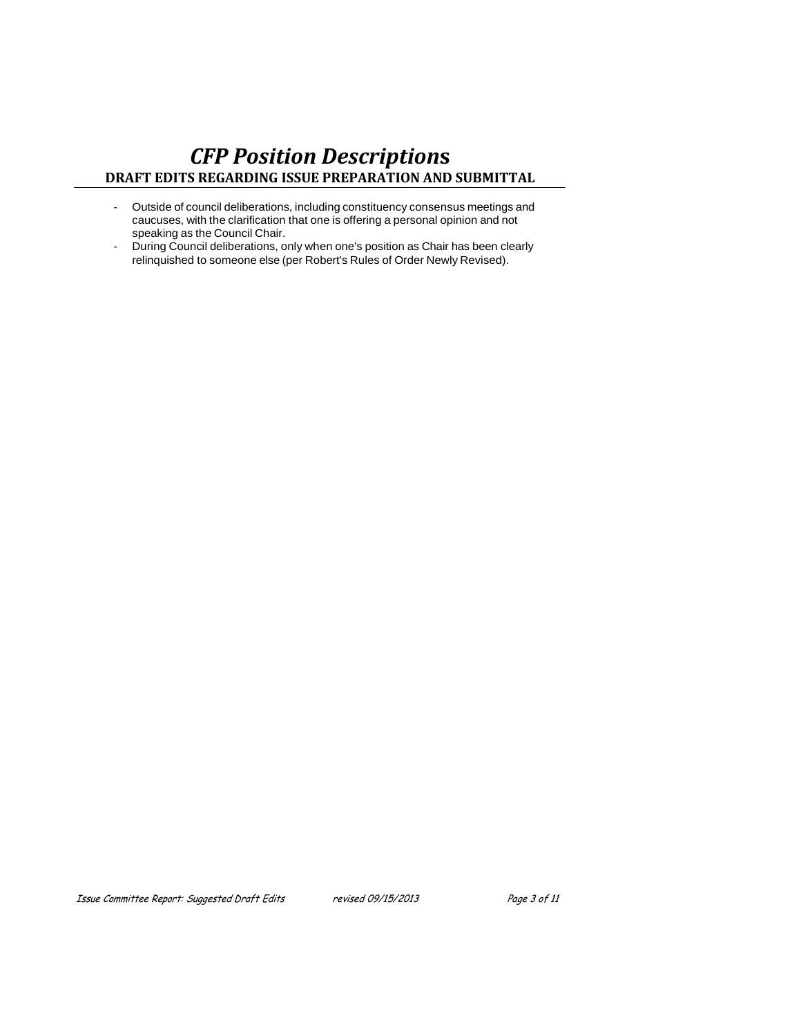# *CFP Position Descriptions*

## DRAFT EDITS REGARDING ISSUE PREPARATION AND SUBMITTAL

- Outside of council deliberations, including constituency consensus meetings and caucuses, with the clarification that one is offering a personal opinion and not speaking as the Council Chair.
- During Council deliberations, only when one's position as Chair has been clearly relinquished to someone else (per Robert's Rules of Order Newly Revised).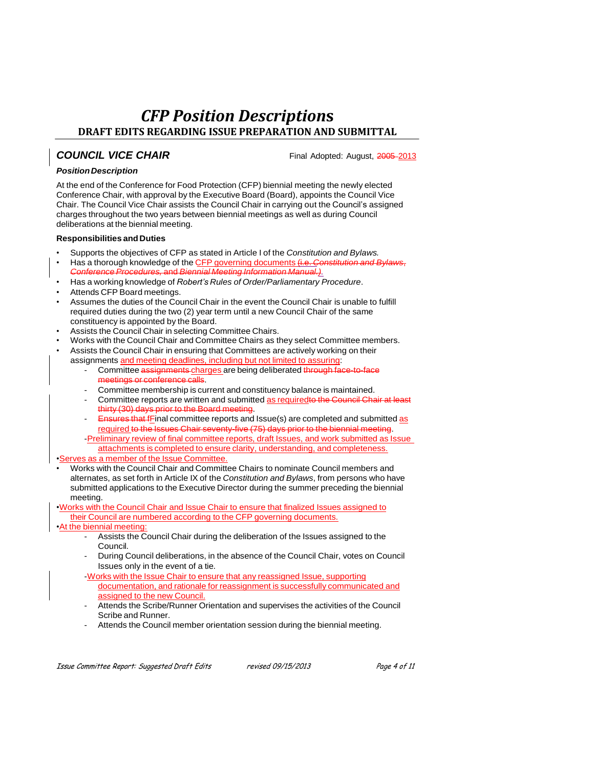# CFP Position Descriptions

## DRAFT EDITS REGARDING ISSUE PREPARATION AND SUBMITTAL

### *COUNCIL VICE CHAIR*

Final Adopted: August, ~~2005~~ 2013

***Position Description***

At the end of the Conference for Food Protection (CFP) biennial meeting the newly elected Conference Chair, with approval by the Executive Board (Board), appoints the Council Vice Chair. The Council Vice Chair assists the Council Chair in carrying out the Council's assigned charges throughout the two years between biennial meetings as well as during Council deliberations at the biennial meeting.

**Responsibilities and Duties**

- Supports the objectives of CFP as stated in Article I of the *Constitution and Bylaws.*
- Has a thorough knowledge of the CFP governing documents ~~(i.e. *Constitution and Bylaws*, *Conference Procedures*, and *Biennial Meeting Information Manual*.)~~.
- Has a working knowledge of *Robert's Rules of Order/Parliamentary Procedure*.
- Attends CFP Board meetings.
- Assumes the duties of the Council Chair in the event the Council Chair is unable to fulfill required duties during the two (2) year term until a new Council Chair of the same constituency is appointed by the Board.
- Assists the Council Chair in selecting Committee Chairs.
- Works with the Council Chair and Committee Chairs as they select Committee members.
- Assists the Council Chair in ensuring that Committees are actively working on their assignments and meeting deadlines, including but not limited to assuring:
  - Committee ~~assignments~~ charges are being deliberated ~~through face-to-face meetings or conference calls~~.
  - Committee membership is current and constituency balance is maintained.
  - Committee reports are written and submitted as required~~to the Council Chair at least thirty (30) days prior to the Board meeting~~.
  - ~~Ensures that f~~Final committee reports and Issue(s) are completed and submitted as required ~~to the Issues Chair seventy-five (75) days prior to the biennial meeting~~.
  - Preliminary review of final committee reports, draft Issues, and work submitted as Issue attachments is completed to ensure clarity, understanding, and completeness.
- Serves as a member of the Issue Committee.
- Works with the Council Chair and Committee Chairs to nominate Council members and alternates, as set forth in Article IX of the *Constitution and Bylaws*, from persons who have submitted applications to the Executive Director during the summer preceding the biennial meeting.
- Works with the Council Chair and Issue Chair to ensure that finalized Issues assigned to their Council are numbered according to the CFP governing documents.
- At the biennial meeting:
  - Assists the Council Chair during the deliberation of the Issues assigned to the Council.
  - During Council deliberations, in the absence of the Council Chair, votes on Council Issues only in the event of a tie.
  - Works with the Issue Chair to ensure that any reassigned Issue, supporting documentation, and rationale for reassignment is successfully communicated and assigned to the new Council.
  - Attends the Scribe/Runner Orientation and supervises the activities of the Council Scribe and Runner.
  - Attends the Council member orientation session during the biennial meeting.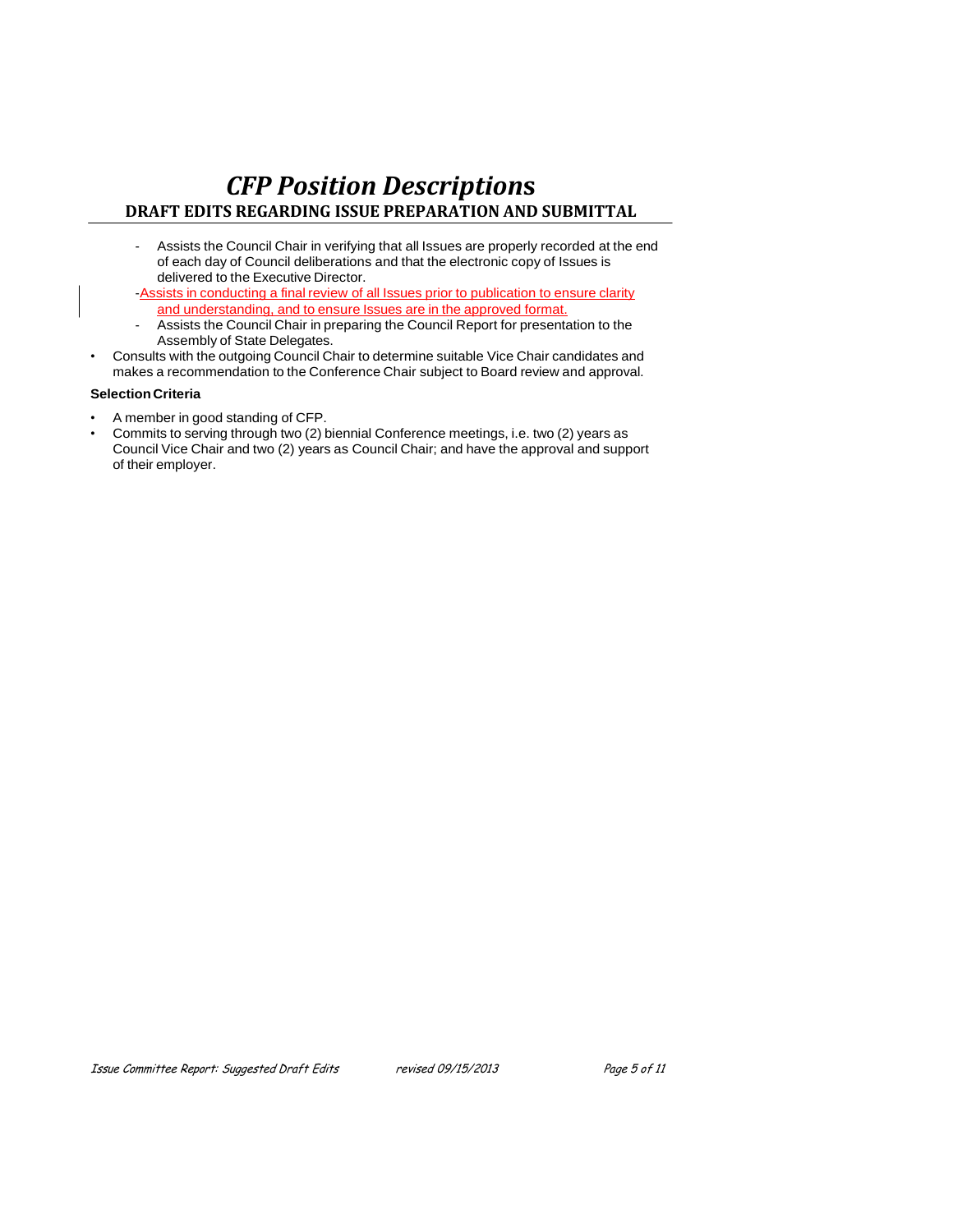# *CFP Position Descriptions*

## DRAFT EDITS REGARDING ISSUE PREPARATION AND SUBMITTAL

  - Assists the Council Chair in verifying that all Issues are properly recorded at the end of each day of Council deliberations and that the electronic copy of Issues is delivered to the Executive Director.
  - Assists in conducting a final review of all Issues prior to publication to ensure clarity and understanding, and to ensure Issues are in the approved format.
  - Assists the Council Chair in preparing the Council Report for presentation to the Assembly of State Delegates.
- Consults with the outgoing Council Chair to determine suitable Vice Chair candidates and makes a recommendation to the Conference Chair subject to Board review and approval.

**Selection Criteria**

- A member in good standing of CFP.
- Commits to serving through two (2) biennial Conference meetings, i.e. two (2) years as Council Vice Chair and two (2) years as Council Chair; and have the approval and support of their employer.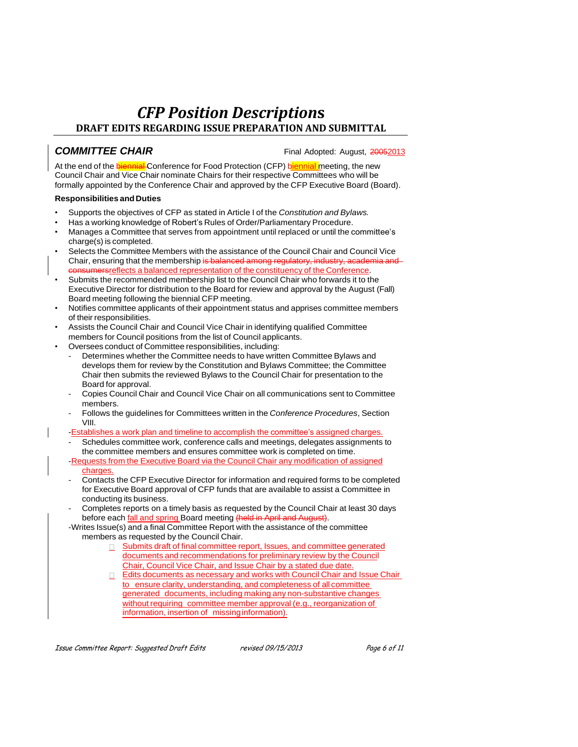# *CFP Position Descriptions*

## DRAFT EDITS REGARDING ISSUE PREPARATION AND SUBMITTAL

### *COMMITTEE CHAIR*

Final Adopted: August, ~~2005~~2013

At the end of the ~~biennial~~ Conference for Food Protection (CFP) biennial meeting, the new Council Chair and Vice Chair nominate Chairs for their respective Committees who will be formally appointed by the Conference Chair and approved by the CFP Executive Board (Board).

**Responsibilities and Duties**

- Supports the objectives of CFP as stated in Article I of the *Constitution and Bylaws.*
- Has a working knowledge of Robert's Rules of Order/Parliamentary Procedure.
- Manages a Committee that serves from appointment until replaced or until the committee's charge(s) is completed.
- Selects the Committee Members with the assistance of the Council Chair and Council Vice Chair, ensuring that the membership ~~is balanced among regulatory, industry, academia and consumers~~reflects a balanced representation of the constituency of the Conference.
- Submits the recommended membership list to the Council Chair who forwards it to the Executive Director for distribution to the Board for review and approval by the August (Fall) Board meeting following the biennial CFP meeting.
- Notifies committee applicants of their appointment status and apprises committee members of their responsibilities.
- Assists the Council Chair and Council Vice Chair in identifying qualified Committee members for Council positions from the list of Council applicants.
- Oversees conduct of Committee responsibilities, including:
  - Determines whether the Committee needs to have written Committee Bylaws and develops them for review by the Constitution and Bylaws Committee; the Committee Chair then submits the reviewed Bylaws to the Council Chair for presentation to the Board for approval.
  - Copies Council Chair and Council Vice Chair on all communications sent to Committee members.
  - Follows the guidelines for Committees written in the *Conference Procedures*, Section VIII.
  - Establishes a work plan and timeline to accomplish the committee's assigned charges.
  - Schedules committee work, conference calls and meetings, delegates assignments to the committee members and ensures committee work is completed on time.
  - Requests from the Executive Board via the Council Chair any modification of assigned charges.
  - Contacts the CFP Executive Director for information and required forms to be completed for Executive Board approval of CFP funds that are available to assist a Committee in conducting its business.
  - Completes reports on a timely basis as requested by the Council Chair at least 30 days before each fall and spring Board meeting ~~(held in April and August)~~.
  - Writes Issue(s) and a final Committee Report with the assistance of the committee members as requested by the Council Chair.
    - Submits draft of final committee report, Issues, and committee generated documents and recommendations for preliminary review by the Council Chair, Council Vice Chair, and Issue Chair by a stated due date.
    - Edits documents as necessary and works with Council Chair and Issue Chair to ensure clarity, understanding, and completeness of all committee generated documents, including making any non-substantive changes without requiring committee member approval (e.g., reorganization of information, insertion of missing information).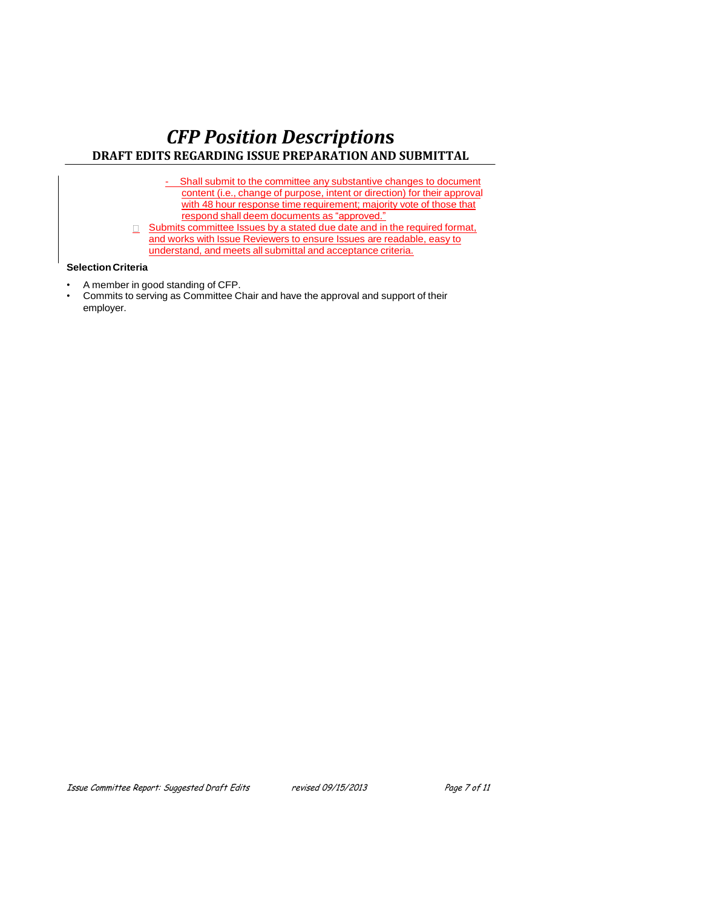# *CFP Position Descriptions*

## DRAFT EDITS REGARDING ISSUE PREPARATION AND SUBMITTAL

- Shall submit to the committee any substantive changes to document content (i.e., change of purpose, intent or direction) for their approval with 48 hour response time requirement; majority vote of those that respond shall deem documents as "approved."

- Submits committee Issues by a stated due date and in the required format, and works with Issue Reviewers to ensure Issues are readable, easy to understand, and meets all submittal and acceptance criteria.

**Selection Criteria**

- A member in good standing of CFP.
- Commits to serving as Committee Chair and have the approval and support of their employer.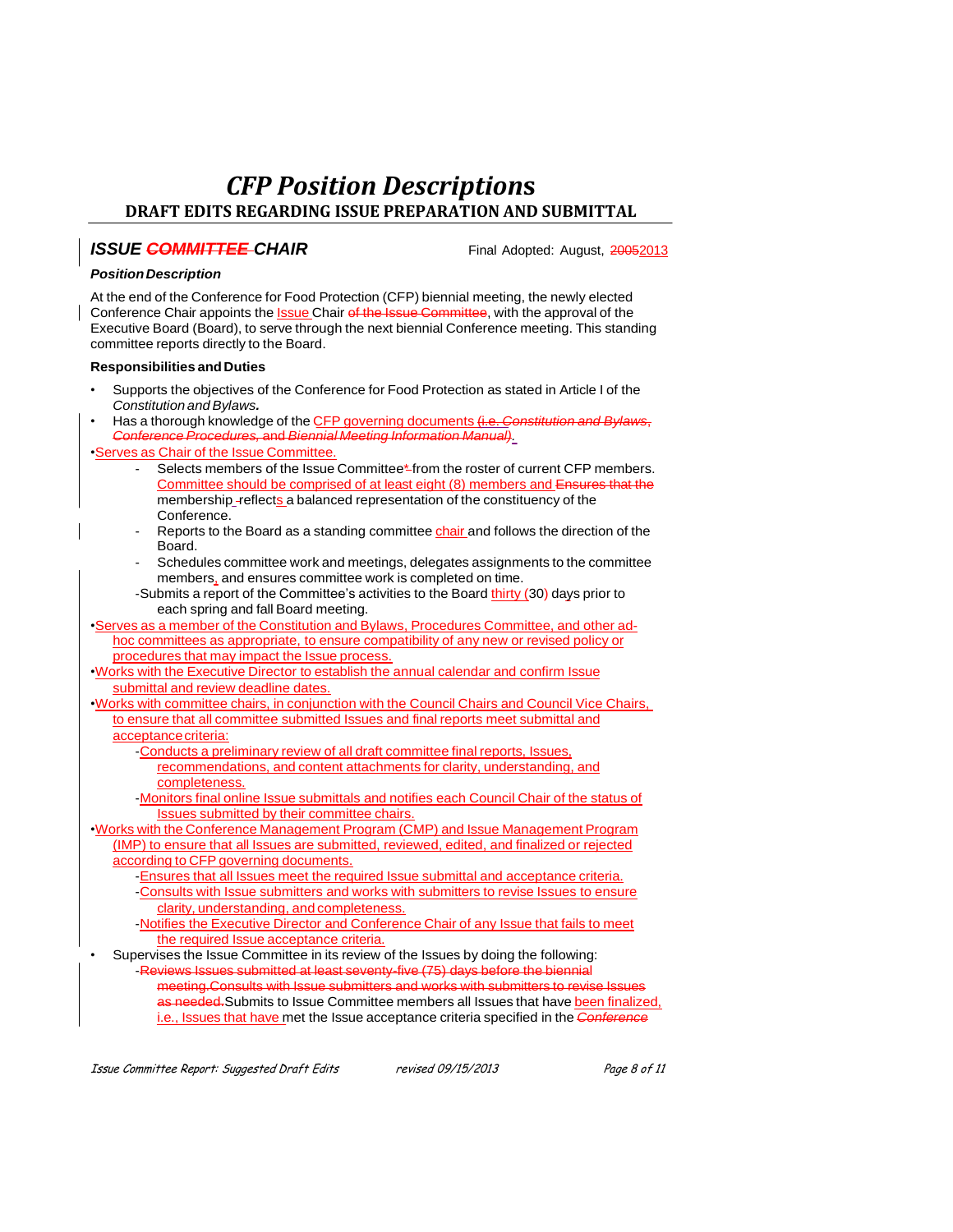# *CFP Position Descriptions*

## DRAFT EDITS REGARDING ISSUE PREPARATION AND SUBMITTAL

### *ISSUE ~~COMMITTEE~~ CHAIR*

Final Adopted: August, ~~2005~~2013

***Position Description***

At the end of the Conference for Food Protection (CFP) biennial meeting, the newly elected Conference Chair appoints the Issue Chair ~~of the Issue Committee~~, with the approval of the Executive Board (Board), to serve through the next biennial Conference meeting. This standing committee reports directly to the Board.

**Responsibilities and Duties**

- Supports the objectives of the Conference for Food Protection as stated in Article I of the *Constitution and Bylaws.*
- Has a thorough knowledge of the CFP governing documents ~~(i.e. *Constitution and Bylaws*, *Conference Procedures*, and *Biennial Meeting Information Manual*)~~.
- Serves as Chair of the Issue Committee.
  - Selects members of the Issue Committee~~*~~ from the roster of current CFP members. Committee should be comprised of at least eight (8) members and ~~Ensures that the~~ membership ~~-~~reflects a balanced representation of the constituency of the Conference.
  - Reports to the Board as a standing committee chair and follows the direction of the Board.
  - Schedules committee work and meetings, delegates assignments to the committee members, and ensures committee work is completed on time.
  - Submits a report of the Committee's activities to the Board thirty (30) days prior to each spring and fall Board meeting.
- Serves as a member of the Constitution and Bylaws, Procedures Committee, and other ad-hoc committees as appropriate, to ensure compatibility of any new or revised policy or procedures that may impact the Issue process.
- Works with the Executive Director to establish the annual calendar and confirm Issue submittal and review deadline dates.
- Works with committee chairs, in conjunction with the Council Chairs and Council Vice Chairs, to ensure that all committee submitted Issues and final reports meet submittal and acceptance criteria:
  - Conducts a preliminary review of all draft committee final reports, Issues, recommendations, and content attachments for clarity, understanding, and completeness.
  - Monitors final online Issue submittals and notifies each Council Chair of the status of Issues submitted by their committee chairs.
- Works with the Conference Management Program (CMP) and Issue Management Program (IMP) to ensure that all Issues are submitted, reviewed, edited, and finalized or rejected according to CFP governing documents.
  - Ensures that all Issues meet the required Issue submittal and acceptance criteria.
  - Consults with Issue submitters and works with submitters to revise Issues to ensure clarity, understanding, and completeness.
  - Notifies the Executive Director and Conference Chair of any Issue that fails to meet the required Issue acceptance criteria.
- Supervises the Issue Committee in its review of the Issues by doing the following:
  - ~~Reviews Issues submitted at least seventy-five (75) days before the biennial meeting.Consults with Issue submitters and works with submitters to revise Issues as needed.~~Submits to Issue Committee members all Issues that have been finalized, i.e., Issues that have met the Issue acceptance criteria specified in the ~~*Conference*~~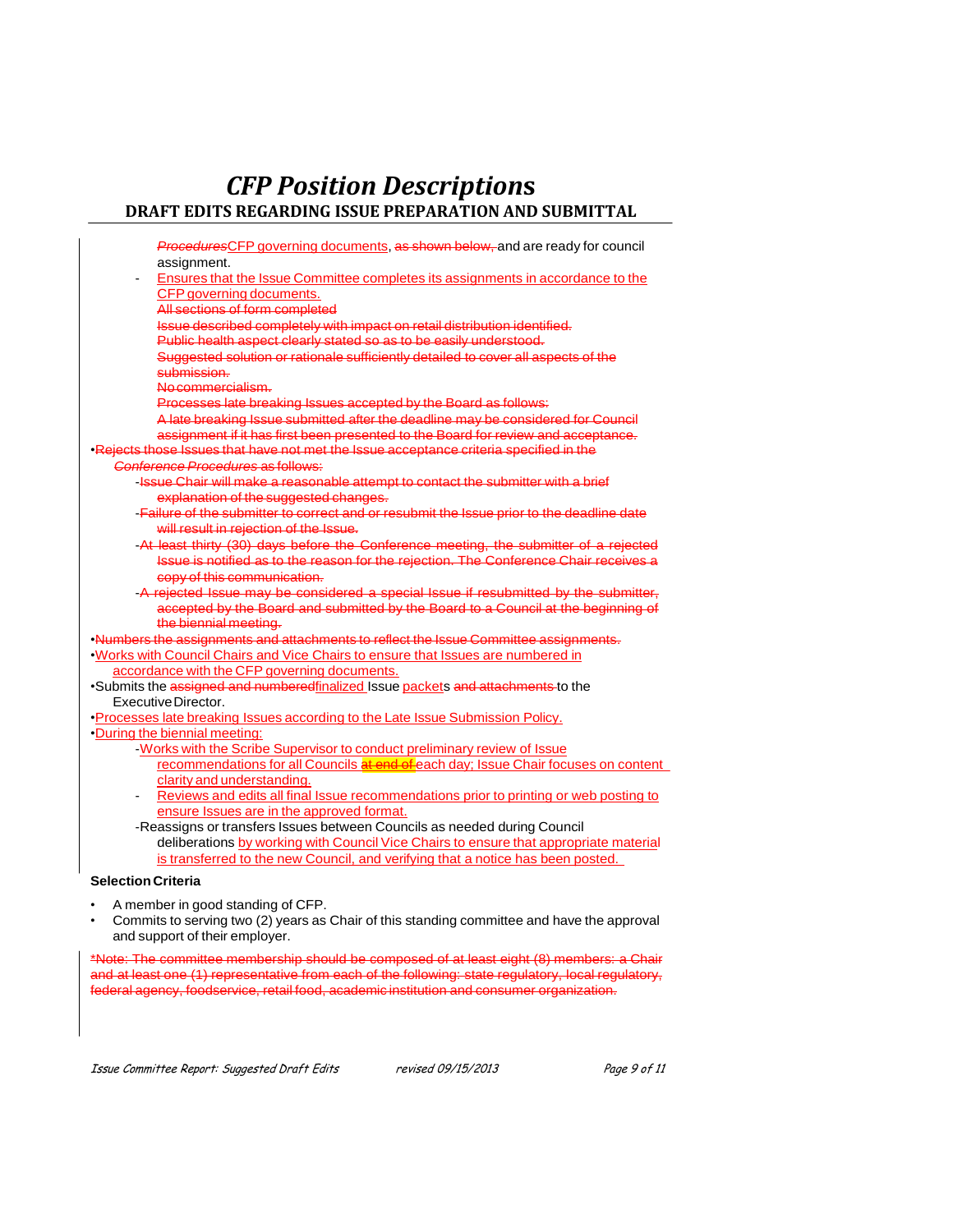# CFP Position Descriptions

## DRAFT EDITS REGARDING ISSUE PREPARATION AND SUBMITTAL

~~*Procedures*~~CFP governing documents, ~~as shown below,~~ and are ready for council assignment.

- Ensures that the Issue Committee completes its assignments in accordance to the CFP governing documents.
  ~~All sections of form completed~~
  ~~Issue described completely with impact on retail distribution identified.~~
  ~~Public health aspect clearly stated so as to be easily understood.~~
  ~~Suggested solution or rationale sufficiently detailed to cover all aspects of the submission.~~
  ~~No commercialism.~~
  ~~Processes late breaking Issues accepted by the Board as follows:~~
  ~~A late breaking Issue submitted after the deadline may be considered for Council assignment if it has first been presented to the Board for review and acceptance.~~

- ~~Rejects those Issues that have not met the Issue acceptance criteria specified in the *Conference Procedures* as follows:~~
  - ~~Issue Chair will make a reasonable attempt to contact the submitter with a brief explanation of the suggested changes.~~
  - ~~Failure of the submitter to correct and or resubmit the Issue prior to the deadline date will result in rejection of the Issue.~~
  - ~~At least thirty (30) days before the Conference meeting, the submitter of a rejected Issue is notified as to the reason for the rejection. The Conference Chair receives a copy of this communication.~~
  - ~~A rejected Issue may be considered a special Issue if resubmitted by the submitter, accepted by the Board and submitted by the Board to a Council at the beginning of the biennial meeting.~~
- ~~Numbers the assignments and attachments to reflect the Issue Committee assignments.~~
- Works with Council Chairs and Vice Chairs to ensure that Issues are numbered in accordance with the CFP governing documents.
- Submits the ~~assigned and numbered~~finalized Issue packets ~~and attachments~~ to the Executive Director.
- Processes late breaking Issues according to the Late Issue Submission Policy.
- During the biennial meeting:
  - Works with the Scribe Supervisor to conduct preliminary review of Issue recommendations for all Councils ~~at end of~~ each day; Issue Chair focuses on content clarity and understanding.
  - Reviews and edits all final Issue recommendations prior to printing or web posting to ensure Issues are in the approved format.
  - Reassigns or transfers Issues between Councils as needed during Council deliberations by working with Council Vice Chairs to ensure that appropriate material is transferred to the new Council, and verifying that a notice has been posted.

**Selection Criteria**

- A member in good standing of CFP.
- Commits to serving two (2) years as Chair of this standing committee and have the approval and support of their employer.

~~*Note: The committee membership should be composed of at least eight (8) members: a Chair and at least one (1) representative from each of the following: state regulatory, local regulatory, federal agency, foodservice, retail food, academic institution and consumer organization.~~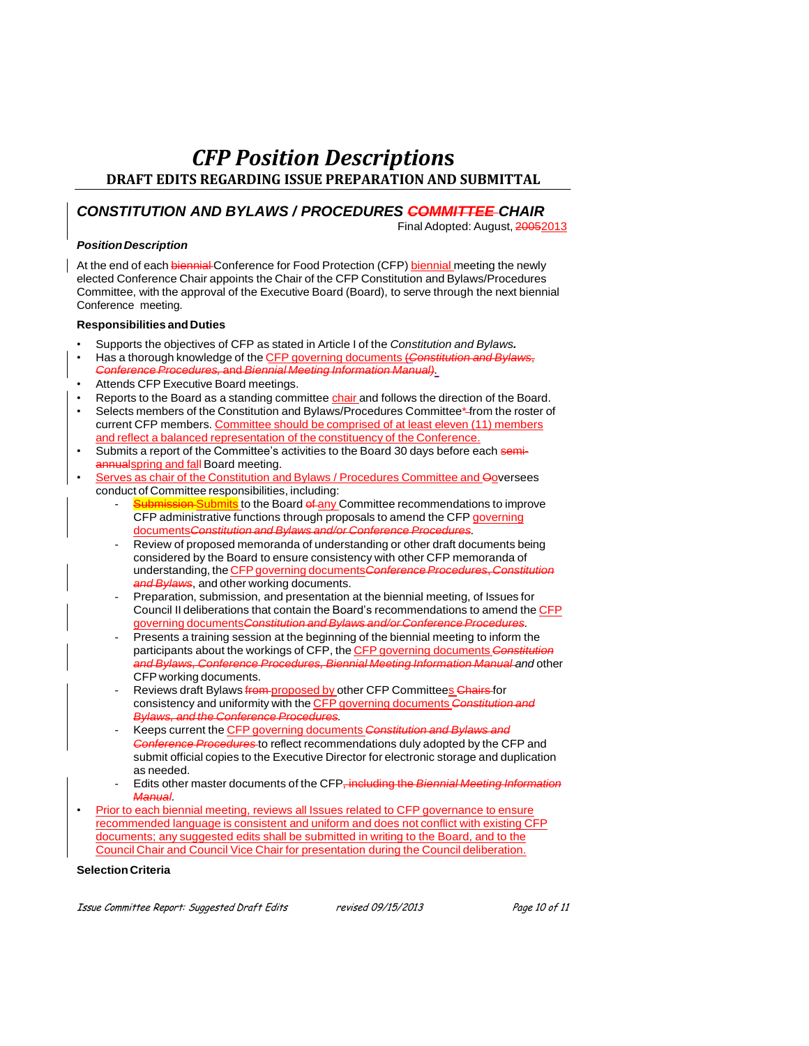# *CFP Position Descriptions*

## DRAFT EDITS REGARDING ISSUE PREPARATION AND SUBMITTAL

### *CONSTITUTION AND BYLAWS / PROCEDURES ~~COMMITTEE~~ CHAIR*

Final Adopted: August, ~~2005~~2013

***Position Description***

At the end of each ~~biennial~~ Conference for Food Protection (CFP) biennial meeting the newly elected Conference Chair appoints the Chair of the CFP Constitution and Bylaws/Procedures Committee, with the approval of the Executive Board (Board), to serve through the next biennial Conference meeting.

**Responsibilities and Duties**

- Supports the objectives of CFP as stated in Article I of the *Constitution and Bylaws.*
- Has a thorough knowledge of the CFP governing documents ~~(*Constitution and Bylaws, Conference Procedures,* and *Biennial Meeting Information Manual*)~~.
- Attends CFP Executive Board meetings.
- Reports to the Board as a standing committee chair and follows the direction of the Board.
- Selects members of the Constitution and Bylaws/Procedures Committee~~*~~ from the roster of current CFP members. Committee should be comprised of at least eleven (11) members and reflect a balanced representation of the constituency of the Conference.
- Submits a report of the Committee's activities to the Board 30 days before each ~~semi-annual~~spring and fall Board meeting.
- Serves as chair of the Constitution and Bylaws / Procedures Committee and ~~O~~oversees conduct of Committee responsibilities, including:
  - ~~Submission~~ Submits to the Board ~~of~~ any Committee recommendations to improve CFP administrative functions through proposals to amend the CFP governing documents~~*Constitution and Bylaws and/or Conference Procedures*~~.
  - Review of proposed memoranda of understanding or other draft documents being considered by the Board to ensure consistency with other CFP memoranda of understanding, the CFP governing documents~~*Conference Procedures*, *Constitution and Bylaws*~~, and other working documents.
  - Preparation, submission, and presentation at the biennial meeting, of Issues for Council II deliberations that contain the Board's recommendations to amend the CFP governing documents~~*Constitution and Bylaws and/or Conference Procedures*~~.
  - Presents a training session at the beginning of the biennial meeting to inform the participants about the workings of CFP, the CFP governing documents ~~*Constitution and Bylaws, Conference Procedures, Biennial Meeting Information Manual*~~ *and* other CFP working documents.
  - Reviews draft Bylaws ~~from~~ proposed by other CFP Committees ~~Chairs~~ for consistency and uniformity with the CFP governing documents ~~*Constitution and Bylaws, and the Conference Procedures*~~.
  - Keeps current the CFP governing documents ~~*Constitution and Bylaws and Conference Procedures*~~ to reflect recommendations duly adopted by the CFP and submit official copies to the Executive Director for electronic storage and duplication as needed.
  - Edits other master documents of the CFP~~, including the *Biennial Meeting Information Manual*~~.
- Prior to each biennial meeting, reviews all Issues related to CFP governance to ensure recommended language is consistent and uniform and does not conflict with existing CFP documents; any suggested edits shall be submitted in writing to the Board, and to the Council Chair and Council Vice Chair for presentation during the Council deliberation.

**Selection Criteria**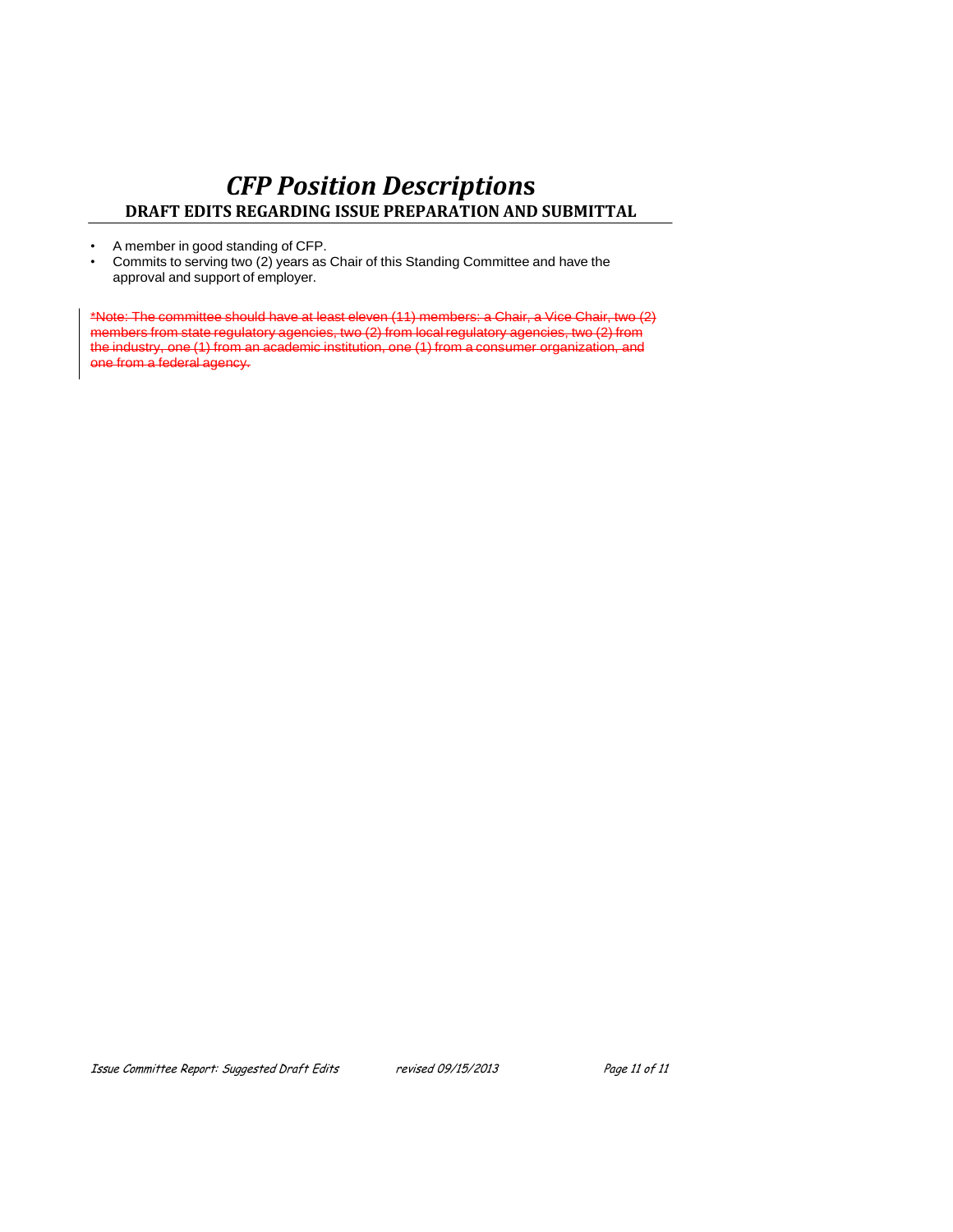# *CFP Position Descriptions*

## DRAFT EDITS REGARDING ISSUE PREPARATION AND SUBMITTAL

- A member in good standing of CFP.
- Commits to serving two (2) years as Chair of this Standing Committee and have the approval and support of employer.

~~*Note: The committee should have at least eleven (11) members: a Chair, a Vice Chair, two (2) members from state regulatory agencies, two (2) from local regulatory agencies, two (2) from the industry, one (1) from an academic institution, one (1) from a consumer organization, and one from a federal agency.~~